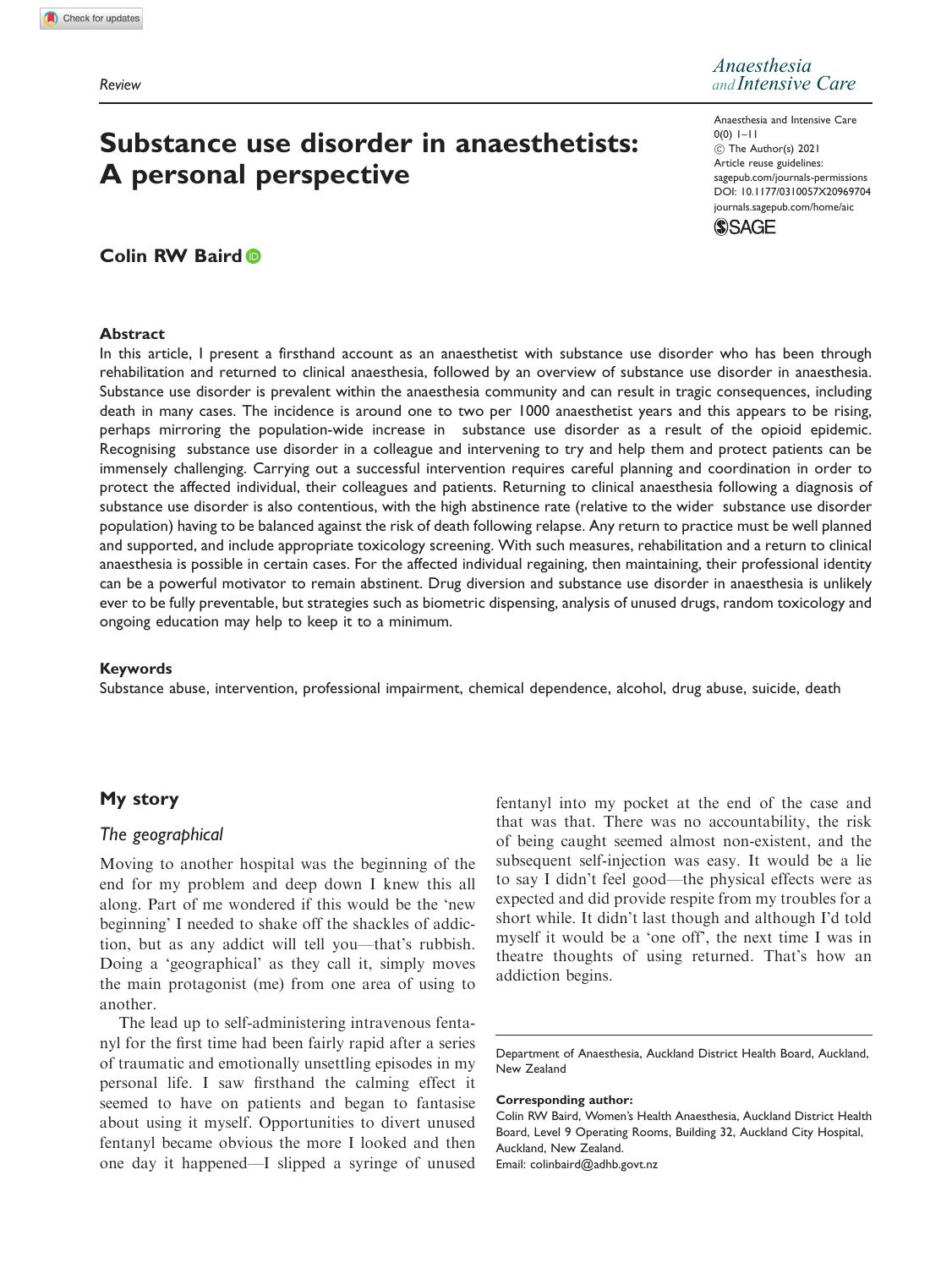Review

# Substance use disorder in anaesthetists: A personal perspective

Anaesthesia and Intensive Care
0(0) 1–11
© The Author(s) 2021
Article reuse guidelines: sagepub.com/journals-permissions
DOI: 10.1177/0310057X20969704
journals.sagepub.com/home/aic

**Colin RW Baird**

## Abstract

In this article, I present a firsthand account as an anaesthetist with substance use disorder who has been through rehabilitation and returned to clinical anaesthesia, followed by an overview of substance use disorder in anaesthesia. Substance use disorder is prevalent within the anaesthesia community and can result in tragic consequences, including death in many cases. The incidence is around one to two per 1000 anaesthetist years and this appears to be rising, perhaps mirroring the population-wide increase in substance use disorder as a result of the opioid epidemic. Recognising substance use disorder in a colleague and intervening to try and help them and protect patients can be immensely challenging. Carrying out a successful intervention requires careful planning and coordination in order to protect the affected individual, their colleagues and patients. Returning to clinical anaesthesia following a diagnosis of substance use disorder is also contentious, with the high abstinence rate (relative to the wider substance use disorder population) having to be balanced against the risk of death following relapse. Any return to practice must be well planned and supported, and include appropriate toxicology screening. With such measures, rehabilitation and a return to clinical anaesthesia is possible in certain cases. For the affected individual regaining, then maintaining, their professional identity can be a powerful motivator to remain abstinent. Drug diversion and substance use disorder in anaesthesia is unlikely ever to be fully preventable, but strategies such as biometric dispensing, analysis of unused drugs, random toxicology and ongoing education may help to keep it to a minimum.

## Keywords

Substance abuse, intervention, professional impairment, chemical dependence, alcohol, drug abuse, suicide, death

## My story

### The geographical

Moving to another hospital was the beginning of the end for my problem and deep down I knew this all along. Part of me wondered if this would be the 'new beginning' I needed to shake off the shackles of addiction, but as any addict will tell you—that's rubbish. Doing a 'geographical' as they call it, simply moves the main protagonist (me) from one area of using to another.

The lead up to self-administering intravenous fentanyl for the first time had been fairly rapid after a series of traumatic and emotionally unsettling episodes in my personal life. I saw firsthand the calming effect it seemed to have on patients and began to fantasise about using it myself. Opportunities to divert unused fentanyl became obvious the more I looked and then one day it happened—I slipped a syringe of unused fentanyl into my pocket at the end of the case and that was that. There was no accountability, the risk of being caught seemed almost non-existent, and the subsequent self-injection was easy. It would be a lie to say I didn't feel good—the physical effects were as expected and did provide respite from my troubles for a short while. It didn't last though and although I'd told myself it would be a 'one off', the next time I was in theatre thoughts of using returned. That's how an addiction begins.

Department of Anaesthesia, Auckland District Health Board, Auckland, New Zealand

**Corresponding author:**
Colin RW Baird, Women's Health Anaesthesia, Auckland District Health Board, Level 9 Operating Rooms, Building 32, Auckland City Hospital, Auckland, New Zealand.
Email: colinbaird@adhb.govt.nz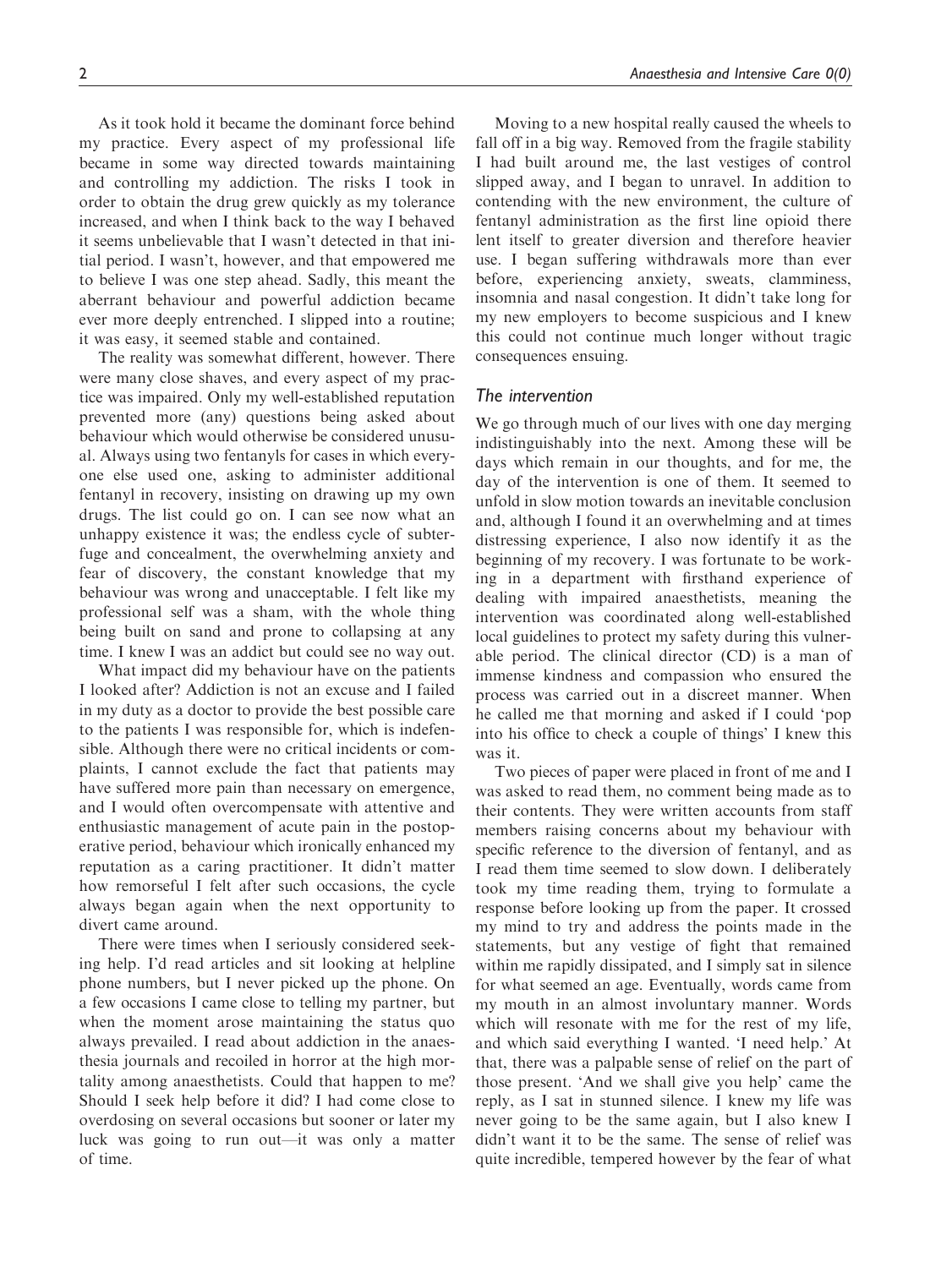As it took hold it became the dominant force behind my practice. Every aspect of my professional life became in some way directed towards maintaining and controlling my addiction. The risks I took in order to obtain the drug grew quickly as my tolerance increased, and when I think back to the way I behaved it seems unbelievable that I wasn't detected in that initial period. I wasn't, however, and that empowered me to believe I was one step ahead. Sadly, this meant the aberrant behaviour and powerful addiction became ever more deeply entrenched. I slipped into a routine; it was easy, it seemed stable and contained.

The reality was somewhat different, however. There were many close shaves, and every aspect of my practice was impaired. Only my well-established reputation prevented more (any) questions being asked about behaviour which would otherwise be considered unusual. Always using two fentanyls for cases in which everyone else used one, asking to administer additional fentanyl in recovery, insisting on drawing up my own drugs. The list could go on. I can see now what an unhappy existence it was; the endless cycle of subterfuge and concealment, the overwhelming anxiety and fear of discovery, the constant knowledge that my behaviour was wrong and unacceptable. I felt like my professional self was a sham, with the whole thing being built on sand and prone to collapsing at any time. I knew I was an addict but could see no way out.

What impact did my behaviour have on the patients I looked after? Addiction is not an excuse and I failed in my duty as a doctor to provide the best possible care to the patients I was responsible for, which is indefensible. Although there were no critical incidents or complaints, I cannot exclude the fact that patients may have suffered more pain than necessary on emergence, and I would often overcompensate with attentive and enthusiastic management of acute pain in the postoperative period, behaviour which ironically enhanced my reputation as a caring practitioner. It didn't matter how remorseful I felt after such occasions, the cycle always began again when the next opportunity to divert came around.

There were times when I seriously considered seeking help. I'd read articles and sit looking at helpline phone numbers, but I never picked up the phone. On a few occasions I came close to telling my partner, but when the moment arose maintaining the status quo always prevailed. I read about addiction in the anaesthesia journals and recoiled in horror at the high mortality among anaesthetists. Could that happen to me? Should I seek help before it did? I had come close to overdosing on several occasions but sooner or later my luck was going to run out—it was only a matter of time.

Moving to a new hospital really caused the wheels to fall off in a big way. Removed from the fragile stability I had built around me, the last vestiges of control slipped away, and I began to unravel. In addition to contending with the new environment, the culture of fentanyl administration as the first line opioid there lent itself to greater diversion and therefore heavier use. I began suffering withdrawals more than ever before, experiencing anxiety, sweats, clamminess, insomnia and nasal congestion. It didn't take long for my new employers to become suspicious and I knew this could not continue much longer without tragic consequences ensuing.

### *The intervention*

We go through much of our lives with one day merging indistinguishably into the next. Among these will be days which remain in our thoughts, and for me, the day of the intervention is one of them. It seemed to unfold in slow motion towards an inevitable conclusion and, although I found it an overwhelming and at times distressing experience, I also now identify it as the beginning of my recovery. I was fortunate to be working in a department with firsthand experience of dealing with impaired anaesthetists, meaning the intervention was coordinated along well-established local guidelines to protect my safety during this vulnerable period. The clinical director (CD) is a man of immense kindness and compassion who ensured the process was carried out in a discreet manner. When he called me that morning and asked if I could 'pop into his office to check a couple of things' I knew this was it.

Two pieces of paper were placed in front of me and I was asked to read them, no comment being made as to their contents. They were written accounts from staff members raising concerns about my behaviour with specific reference to the diversion of fentanyl, and as I read them time seemed to slow down. I deliberately took my time reading them, trying to formulate a response before looking up from the paper. It crossed my mind to try and address the points made in the statements, but any vestige of fight that remained within me rapidly dissipated, and I simply sat in silence for what seemed an age. Eventually, words came from my mouth in an almost involuntary manner. Words which will resonate with me for the rest of my life, and which said everything I wanted. 'I need help.' At that, there was a palpable sense of relief on the part of those present. 'And we shall give you help' came the reply, as I sat in stunned silence. I knew my life was never going to be the same again, but I also knew I didn't want it to be the same. The sense of relief was quite incredible, tempered however by the fear of what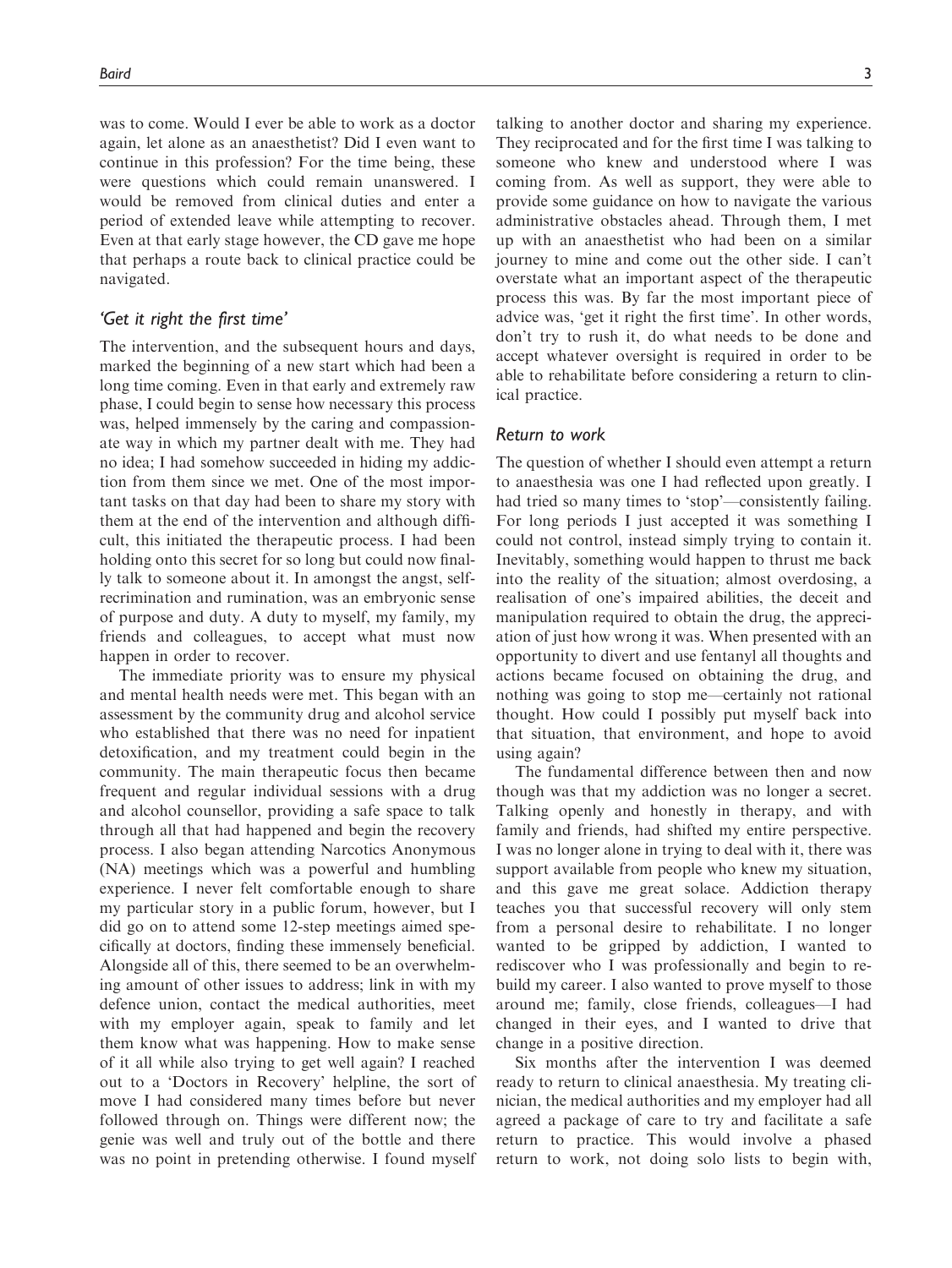was to come. Would I ever be able to work as a doctor again, let alone as an anaesthetist? Did I even want to continue in this profession? For the time being, these were questions which could remain unanswered. I would be removed from clinical duties and enter a period of extended leave while attempting to recover. Even at that early stage however, the CD gave me hope that perhaps a route back to clinical practice could be navigated.

### *'Get it right the first time'*

The intervention, and the subsequent hours and days, marked the beginning of a new start which had been a long time coming. Even in that early and extremely raw phase, I could begin to sense how necessary this process was, helped immensely by the caring and compassionate way in which my partner dealt with me. They had no idea; I had somehow succeeded in hiding my addiction from them since we met. One of the most important tasks on that day had been to share my story with them at the end of the intervention and although difficult, this initiated the therapeutic process. I had been holding onto this secret for so long but could now finally talk to someone about it. In amongst the angst, self-recrimination and rumination, was an embryonic sense of purpose and duty. A duty to myself, my family, my friends and colleagues, to accept what must now happen in order to recover.

The immediate priority was to ensure my physical and mental health needs were met. This began with an assessment by the community drug and alcohol service who established that there was no need for inpatient detoxification, and my treatment could begin in the community. The main therapeutic focus then became frequent and regular individual sessions with a drug and alcohol counsellor, providing a safe space to talk through all that had happened and begin the recovery process. I also began attending Narcotics Anonymous (NA) meetings which was a powerful and humbling experience. I never felt comfortable enough to share my particular story in a public forum, however, but I did go on to attend some 12-step meetings aimed specifically at doctors, finding these immensely beneficial. Alongside all of this, there seemed to be an overwhelming amount of other issues to address; link in with my defence union, contact the medical authorities, meet with my employer again, speak to family and let them know what was happening. How to make sense of it all while also trying to get well again? I reached out to a 'Doctors in Recovery' helpline, the sort of move I had considered many times before but never followed through on. Things were different now; the genie was well and truly out of the bottle and there was no point in pretending otherwise. I found myself talking to another doctor and sharing my experience. They reciprocated and for the first time I was talking to someone who knew and understood where I was coming from. As well as support, they were able to provide some guidance on how to navigate the various administrative obstacles ahead. Through them, I met up with an anaesthetist who had been on a similar journey to mine and come out the other side. I can't overstate what an important aspect of the therapeutic process this was. By far the most important piece of advice was, 'get it right the first time'. In other words, don't try to rush it, do what needs to be done and accept whatever oversight is required in order to be able to rehabilitate before considering a return to clinical practice.

### *Return to work*

The question of whether I should even attempt a return to anaesthesia was one I had reflected upon greatly. I had tried so many times to 'stop'—consistently failing. For long periods I just accepted it was something I could not control, instead simply trying to contain it. Inevitably, something would happen to thrust me back into the reality of the situation; almost overdosing, a realisation of one's impaired abilities, the deceit and manipulation required to obtain the drug, the appreciation of just how wrong it was. When presented with an opportunity to divert and use fentanyl all thoughts and actions became focused on obtaining the drug, and nothing was going to stop me—certainly not rational thought. How could I possibly put myself back into that situation, that environment, and hope to avoid using again?

The fundamental difference between then and now though was that my addiction was no longer a secret. Talking openly and honestly in therapy, and with family and friends, had shifted my entire perspective. I was no longer alone in trying to deal with it, there was support available from people who knew my situation, and this gave me great solace. Addiction therapy teaches you that successful recovery will only stem from a personal desire to rehabilitate. I no longer wanted to be gripped by addiction, I wanted to rediscover who I was professionally and begin to rebuild my career. I also wanted to prove myself to those around me; family, close friends, colleagues—I had changed in their eyes, and I wanted to drive that change in a positive direction.

Six months after the intervention I was deemed ready to return to clinical anaesthesia. My treating clinician, the medical authorities and my employer had all agreed a package of care to try and facilitate a safe return to practice. This would involve a phased return to work, not doing solo lists to begin with,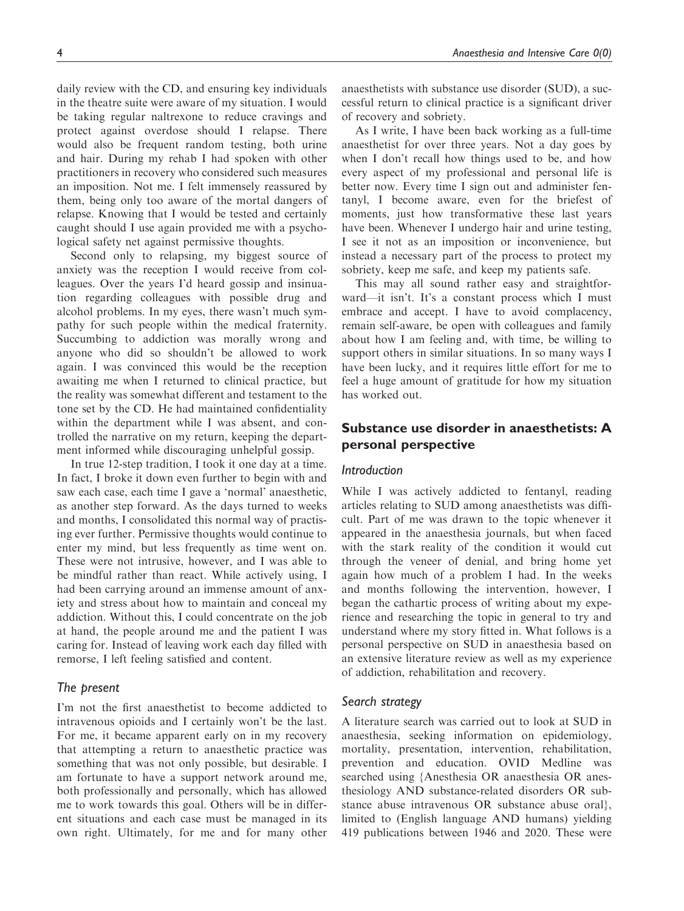daily review with the CD, and ensuring key individuals in the theatre suite were aware of my situation. I would be taking regular naltrexone to reduce cravings and protect against overdose should I relapse. There would also be frequent random testing, both urine and hair. During my rehab I had spoken with other practitioners in recovery who considered such measures an imposition. Not me. I felt immensely reassured by them, being only too aware of the mortal dangers of relapse. Knowing that I would be tested and certainly caught should I use again provided me with a psychological safety net against permissive thoughts.

Second only to relapsing, my biggest source of anxiety was the reception I would receive from colleagues. Over the years I'd heard gossip and insinuation regarding colleagues with possible drug and alcohol problems. In my eyes, there wasn't much sympathy for such people within the medical fraternity. Succumbing to addiction was morally wrong and anyone who did so shouldn't be allowed to work again. I was convinced this would be the reception awaiting me when I returned to clinical practice, but the reality was somewhat different and testament to the tone set by the CD. He had maintained confidentiality within the department while I was absent, and controlled the narrative on my return, keeping the department informed while discouraging unhelpful gossip.

In true 12-step tradition, I took it one day at a time. In fact, I broke it down even further to begin with and saw each case, each time I gave a 'normal' anaesthetic, as another step forward. As the days turned to weeks and months, I consolidated this normal way of practising ever further. Permissive thoughts would continue to enter my mind, but less frequently as time went on. These were not intrusive, however, and I was able to be mindful rather than react. While actively using, I had been carrying around an immense amount of anxiety and stress about how to maintain and conceal my addiction. Without this, I could concentrate on the job at hand, the people around me and the patient I was caring for. Instead of leaving work each day filled with remorse, I left feeling satisfied and content.

### *The present*

I'm not the first anaesthetist to become addicted to intravenous opioids and I certainly won't be the last. For me, it became apparent early on in my recovery that attempting a return to anaesthetic practice was something that was not only possible, but desirable. I am fortunate to have a support network around me, both professionally and personally, which has allowed me to work towards this goal. Others will be in different situations and each case must be managed in its own right. Ultimately, for me and for many other anaesthetists with substance use disorder (SUD), a successful return to clinical practice is a significant driver of recovery and sobriety.

As I write, I have been back working as a full-time anaesthetist for over three years. Not a day goes by when I don't recall how things used to be, and how every aspect of my professional and personal life is better now. Every time I sign out and administer fentanyl, I become aware, even for the briefest of moments, just how transformative these last years have been. Whenever I undergo hair and urine testing, I see it not as an imposition or inconvenience, but instead a necessary part of the process to protect my sobriety, keep me safe, and keep my patients safe.

This may all sound rather easy and straightforward—it isn't. It's a constant process which I must embrace and accept. I have to avoid complacency, remain self-aware, be open with colleagues and family about how I am feeling and, with time, be willing to support others in similar situations. In so many ways I have been lucky, and it requires little effort for me to feel a huge amount of gratitude for how my situation has worked out.

## Substance use disorder in anaesthetists: A personal perspective

### *Introduction*

While I was actively addicted to fentanyl, reading articles relating to SUD among anaesthetists was difficult. Part of me was drawn to the topic whenever it appeared in the anaesthesia journals, but when faced with the stark reality of the condition it would cut through the veneer of denial, and bring home yet again how much of a problem I had. In the weeks and months following the intervention, however, I began the cathartic process of writing about my experience and researching the topic in general to try and understand where my story fitted in. What follows is a personal perspective on SUD in anaesthesia based on an extensive literature review as well as my experience of addiction, rehabilitation and recovery.

### *Search strategy*

A literature search was carried out to look at SUD in anaesthesia, seeking information on epidemiology, mortality, presentation, intervention, rehabilitation, prevention and education. OVID Medline was searched using {Anesthesia OR anaesthesia OR anesthesiology AND substance-related disorders OR substance abuse intravenous OR substance abuse oral}, limited to (English language AND humans) yielding 419 publications between 1946 and 2020. These were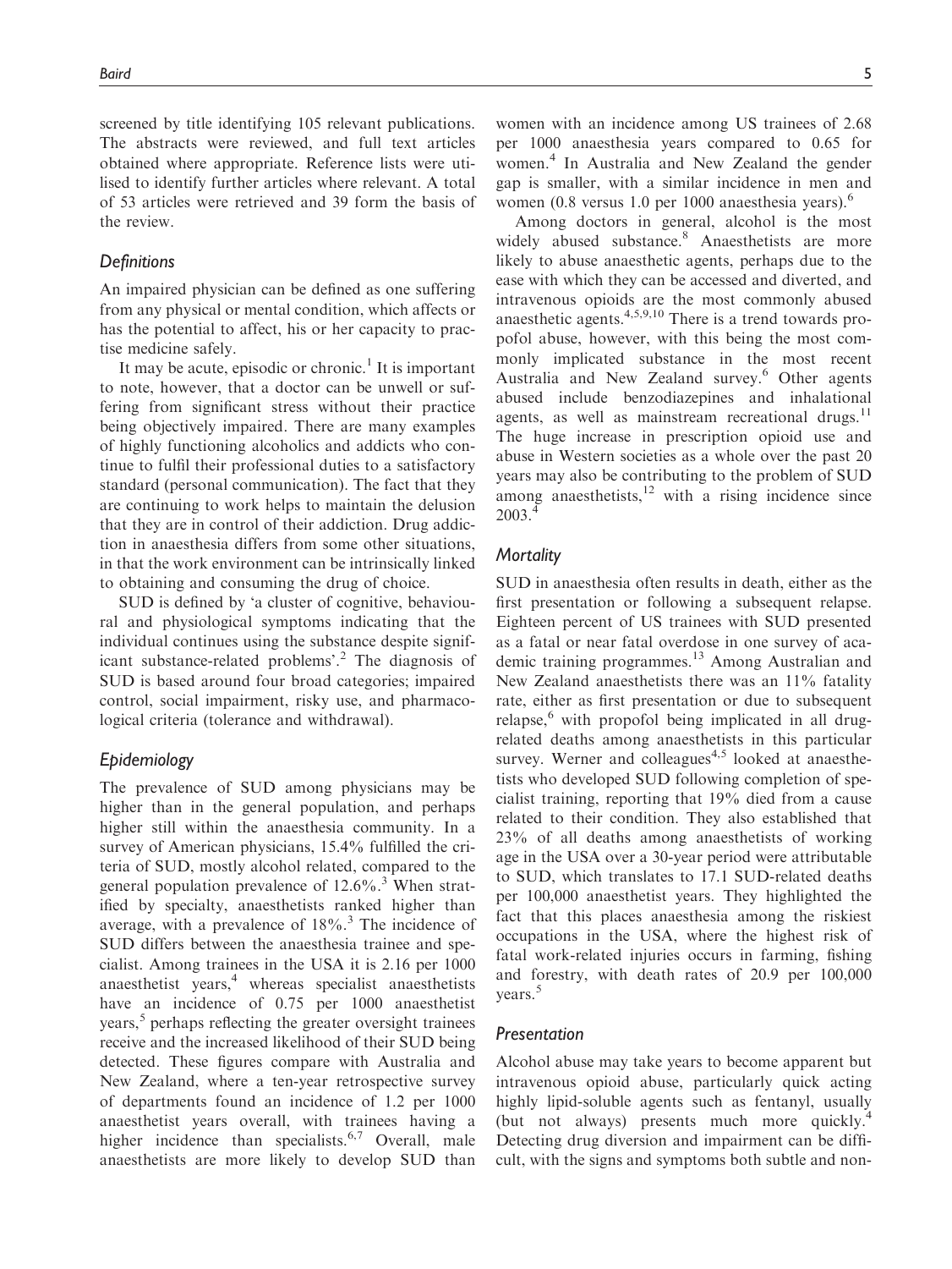screened by title identifying 105 relevant publications. The abstracts were reviewed, and full text articles obtained where appropriate. Reference lists were utilised to identify further articles where relevant. A total of 53 articles were retrieved and 39 form the basis of the review.

### *Definitions*

An impaired physician can be defined as one suffering from any physical or mental condition, which affects or has the potential to affect, his or her capacity to practise medicine safely.

It may be acute, episodic or chronic.[1] It is important to note, however, that a doctor can be unwell or suffering from significant stress without their practice being objectively impaired. There are many examples of highly functioning alcoholics and addicts who continue to fulfil their professional duties to a satisfactory standard (personal communication). The fact that they are continuing to work helps to maintain the delusion that they are in control of their addiction. Drug addiction in anaesthesia differs from some other situations, in that the work environment can be intrinsically linked to obtaining and consuming the drug of choice.

SUD is defined by 'a cluster of cognitive, behavioural and physiological symptoms indicating that the individual continues using the substance despite significant substance-related problems'.[2] The diagnosis of SUD is based around four broad categories; impaired control, social impairment, risky use, and pharmacological criteria (tolerance and withdrawal).

### *Epidemiology*

The prevalence of SUD among physicians may be higher than in the general population, and perhaps higher still within the anaesthesia community. In a survey of American physicians, 15.4% fulfilled the criteria of SUD, mostly alcohol related, compared to the general population prevalence of 12.6%.[3] When stratified by specialty, anaesthetists ranked higher than average, with a prevalence of 18%.[3] The incidence of SUD differs between the anaesthesia trainee and specialist. Among trainees in the USA it is 2.16 per 1000 anaesthetist years,[4] whereas specialist anaesthetists have an incidence of 0.75 per 1000 anaesthetist years,[5] perhaps reflecting the greater oversight trainees receive and the increased likelihood of their SUD being detected. These figures compare with Australia and New Zealand, where a ten-year retrospective survey of departments found an incidence of 1.2 per 1000 anaesthetist years overall, with trainees having a higher incidence than specialists.[6,7] Overall, male anaesthetists are more likely to develop SUD than women with an incidence among US trainees of 2.68 per 1000 anaesthesia years compared to 0.65 for women.[4] In Australia and New Zealand the gender gap is smaller, with a similar incidence in men and women (0.8 versus 1.0 per 1000 anaesthesia years).[6]

Among doctors in general, alcohol is the most widely abused substance.[8] Anaesthetists are more likely to abuse anaesthetic agents, perhaps due to the ease with which they can be accessed and diverted, and intravenous opioids are the most commonly abused anaesthetic agents.[4,5,9,10] There is a trend towards propofol abuse, however, with this being the most commonly implicated substance in the most recent Australia and New Zealand survey.[6] Other agents abused include benzodiazepines and inhalational agents, as well as mainstream recreational drugs.[11] The huge increase in prescription opioid use and abuse in Western societies as a whole over the past 20 years may also be contributing to the problem of SUD among anaesthetists,[12] with a rising incidence since 2003.[4]

### *Mortality*

SUD in anaesthesia often results in death, either as the first presentation or following a subsequent relapse. Eighteen percent of US trainees with SUD presented as a fatal or near fatal overdose in one survey of academic training programmes.[13] Among Australian and New Zealand anaesthetists there was an 11% fatality rate, either as first presentation or due to subsequent relapse,[6] with propofol being implicated in all drug-related deaths among anaesthetists in this particular survey. Werner and colleagues[4,5] looked at anaesthetists who developed SUD following completion of specialist training, reporting that 19% died from a cause related to their condition. They also established that 23% of all deaths among anaesthetists of working age in the USA over a 30-year period were attributable to SUD, which translates to 17.1 SUD-related deaths per 100,000 anaesthetist years. They highlighted the fact that this places anaesthesia among the riskiest occupations in the USA, where the highest risk of fatal work-related injuries occurs in farming, fishing and forestry, with death rates of 20.9 per 100,000 years.[5]

### *Presentation*

Alcohol abuse may take years to become apparent but intravenous opioid abuse, particularly quick acting highly lipid-soluble agents such as fentanyl, usually (but not always) presents much more quickly.[4] Detecting drug diversion and impairment can be difficult, with the signs and symptoms both subtle and non-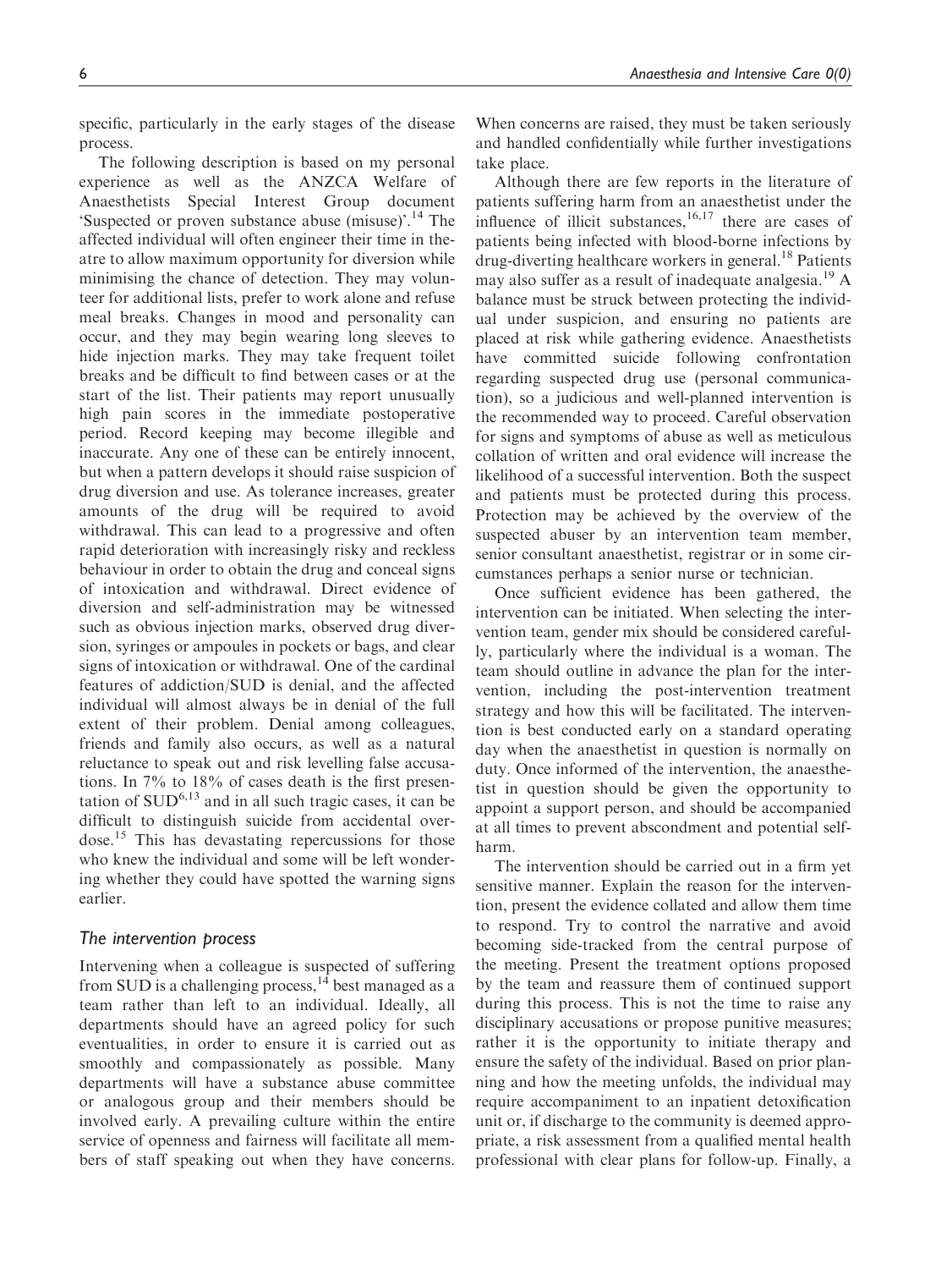specific, particularly in the early stages of the disease process.

The following description is based on my personal experience as well as the ANZCA Welfare of Anaesthetists Special Interest Group document 'Suspected or proven substance abuse (misuse)'.[14] The affected individual will often engineer their time in theatre to allow maximum opportunity for diversion while minimising the chance of detection. They may volunteer for additional lists, prefer to work alone and refuse meal breaks. Changes in mood and personality can occur, and they may begin wearing long sleeves to hide injection marks. They may take frequent toilet breaks and be difficult to find between cases or at the start of the list. Their patients may report unusually high pain scores in the immediate postoperative period. Record keeping may become illegible and inaccurate. Any one of these can be entirely innocent, but when a pattern develops it should raise suspicion of drug diversion and use. As tolerance increases, greater amounts of the drug will be required to avoid withdrawal. This can lead to a progressive and often rapid deterioration with increasingly risky and reckless behaviour in order to obtain the drug and conceal signs of intoxication and withdrawal. Direct evidence of diversion and self-administration may be witnessed such as obvious injection marks, observed drug diversion, syringes or ampoules in pockets or bags, and clear signs of intoxication or withdrawal. One of the cardinal features of addiction/SUD is denial, and the affected individual will almost always be in denial of the full extent of their problem. Denial among colleagues, friends and family also occurs, as well as a natural reluctance to speak out and risk levelling false accusations. In 7% to 18% of cases death is the first presentation of SUD[6,13] and in all such tragic cases, it can be difficult to distinguish suicide from accidental overdose.[15] This has devastating repercussions for those who knew the individual and some will be left wondering whether they could have spotted the warning signs earlier.

### The intervention process

Intervening when a colleague is suspected of suffering from SUD is a challenging process,[14] best managed as a team rather than left to an individual. Ideally, all departments should have an agreed policy for such eventualities, in order to ensure it is carried out as smoothly and compassionately as possible. Many departments will have a substance abuse committee or analogous group and their members should be involved early. A prevailing culture within the entire service of openness and fairness will facilitate all members of staff speaking out when they have concerns. When concerns are raised, they must be taken seriously and handled confidentially while further investigations take place.

Although there are few reports in the literature of patients suffering harm from an anaesthetist under the influence of illicit substances,[16,17] there are cases of patients being infected with blood-borne infections by drug-diverting healthcare workers in general.[18] Patients may also suffer as a result of inadequate analgesia.[19] A balance must be struck between protecting the individual under suspicion, and ensuring no patients are placed at risk while gathering evidence. Anaesthetists have committed suicide following confrontation regarding suspected drug use (personal communication), so a judicious and well-planned intervention is the recommended way to proceed. Careful observation for signs and symptoms of abuse as well as meticulous collation of written and oral evidence will increase the likelihood of a successful intervention. Both the suspect and patients must be protected during this process. Protection may be achieved by the overview of the suspected abuser by an intervention team member, senior consultant anaesthetist, registrar or in some circumstances perhaps a senior nurse or technician.

Once sufficient evidence has been gathered, the intervention can be initiated. When selecting the intervention team, gender mix should be considered carefully, particularly where the individual is a woman. The team should outline in advance the plan for the intervention, including the post-intervention treatment strategy and how this will be facilitated. The intervention is best conducted early on a standard operating day when the anaesthetist in question is normally on duty. Once informed of the intervention, the anaesthetist in question should be given the opportunity to appoint a support person, and should be accompanied at all times to prevent abscondment and potential self-harm.

The intervention should be carried out in a firm yet sensitive manner. Explain the reason for the intervention, present the evidence collated and allow them time to respond. Try to control the narrative and avoid becoming side-tracked from the central purpose of the meeting. Present the treatment options proposed by the team and reassure them of continued support during this process. This is not the time to raise any disciplinary accusations or propose punitive measures; rather it is the opportunity to initiate therapy and ensure the safety of the individual. Based on prior planning and how the meeting unfolds, the individual may require accompaniment to an inpatient detoxification unit or, if discharge to the community is deemed appropriate, a risk assessment from a qualified mental health professional with clear plans for follow-up. Finally, a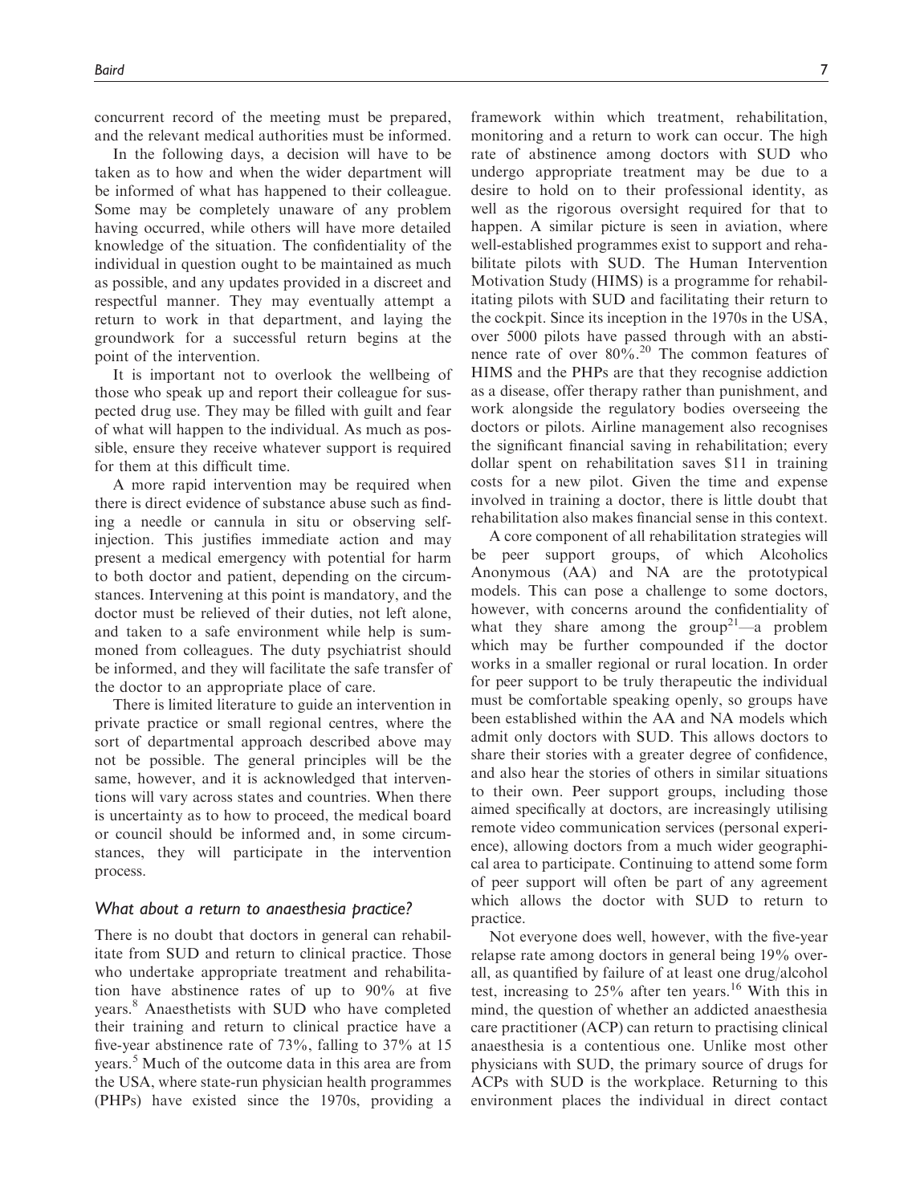concurrent record of the meeting must be prepared, and the relevant medical authorities must be informed.

In the following days, a decision will have to be taken as to how and when the wider department will be informed of what has happened to their colleague. Some may be completely unaware of any problem having occurred, while others will have more detailed knowledge of the situation. The confidentiality of the individual in question ought to be maintained as much as possible, and any updates provided in a discreet and respectful manner. They may eventually attempt a return to work in that department, and laying the groundwork for a successful return begins at the point of the intervention.

It is important not to overlook the wellbeing of those who speak up and report their colleague for suspected drug use. They may be filled with guilt and fear of what will happen to the individual. As much as possible, ensure they receive whatever support is required for them at this difficult time.

A more rapid intervention may be required when there is direct evidence of substance abuse such as finding a needle or cannula in situ or observing self-injection. This justifies immediate action and may present a medical emergency with potential for harm to both doctor and patient, depending on the circumstances. Intervening at this point is mandatory, and the doctor must be relieved of their duties, not left alone, and taken to a safe environment while help is summoned from colleagues. The duty psychiatrist should be informed, and they will facilitate the safe transfer of the doctor to an appropriate place of care.

There is limited literature to guide an intervention in private practice or small regional centres, where the sort of departmental approach described above may not be possible. The general principles will be the same, however, and it is acknowledged that interventions will vary across states and countries. When there is uncertainty as to how to proceed, the medical board or council should be informed and, in some circumstances, they will participate in the intervention process.

### *What about a return to anaesthesia practice?*

There is no doubt that doctors in general can rehabilitate from SUD and return to clinical practice. Those who undertake appropriate treatment and rehabilitation have abstinence rates of up to 90% at five years.[8] Anaesthetists with SUD who have completed their training and return to clinical practice have a five-year abstinence rate of 73%, falling to 37% at 15 years.[5] Much of the outcome data in this area are from the USA, where state-run physician health programmes (PHPs) have existed since the 1970s, providing a framework within which treatment, rehabilitation, monitoring and a return to work can occur. The high rate of abstinence among doctors with SUD who undergo appropriate treatment may be due to a desire to hold on to their professional identity, as well as the rigorous oversight required for that to happen. A similar picture is seen in aviation, where well-established programmes exist to support and rehabilitate pilots with SUD. The Human Intervention Motivation Study (HIMS) is a programme for rehabilitating pilots with SUD and facilitating their return to the cockpit. Since its inception in the 1970s in the USA, over 5000 pilots have passed through with an abstinence rate of over 80%.[20] The common features of HIMS and the PHPs are that they recognise addiction as a disease, offer therapy rather than punishment, and work alongside the regulatory bodies overseeing the doctors or pilots. Airline management also recognises the significant financial saving in rehabilitation; every dollar spent on rehabilitation saves $11 in training costs for a new pilot. Given the time and expense involved in training a doctor, there is little doubt that rehabilitation also makes financial sense in this context.

A core component of all rehabilitation strategies will be peer support groups, of which Alcoholics Anonymous (AA) and NA are the prototypical models. This can pose a challenge to some doctors, however, with concerns around the confidentiality of what they share among the group[21]—a problem which may be further compounded if the doctor works in a smaller regional or rural location. In order for peer support to be truly therapeutic the individual must be comfortable speaking openly, so groups have been established within the AA and NA models which admit only doctors with SUD. This allows doctors to share their stories with a greater degree of confidence, and also hear the stories of others in similar situations to their own. Peer support groups, including those aimed specifically at doctors, are increasingly utilising remote video communication services (personal experience), allowing doctors from a much wider geographical area to participate. Continuing to attend some form of peer support will often be part of any agreement which allows the doctor with SUD to return to practice.

Not everyone does well, however, with the five-year relapse rate among doctors in general being 19% overall, as quantified by failure of at least one drug/alcohol test, increasing to 25% after ten years.[16] With this in mind, the question of whether an addicted anaesthesia care practitioner (ACP) can return to practising clinical anaesthesia is a contentious one. Unlike most other physicians with SUD, the primary source of drugs for ACPs with SUD is the workplace. Returning to this environment places the individual in direct contact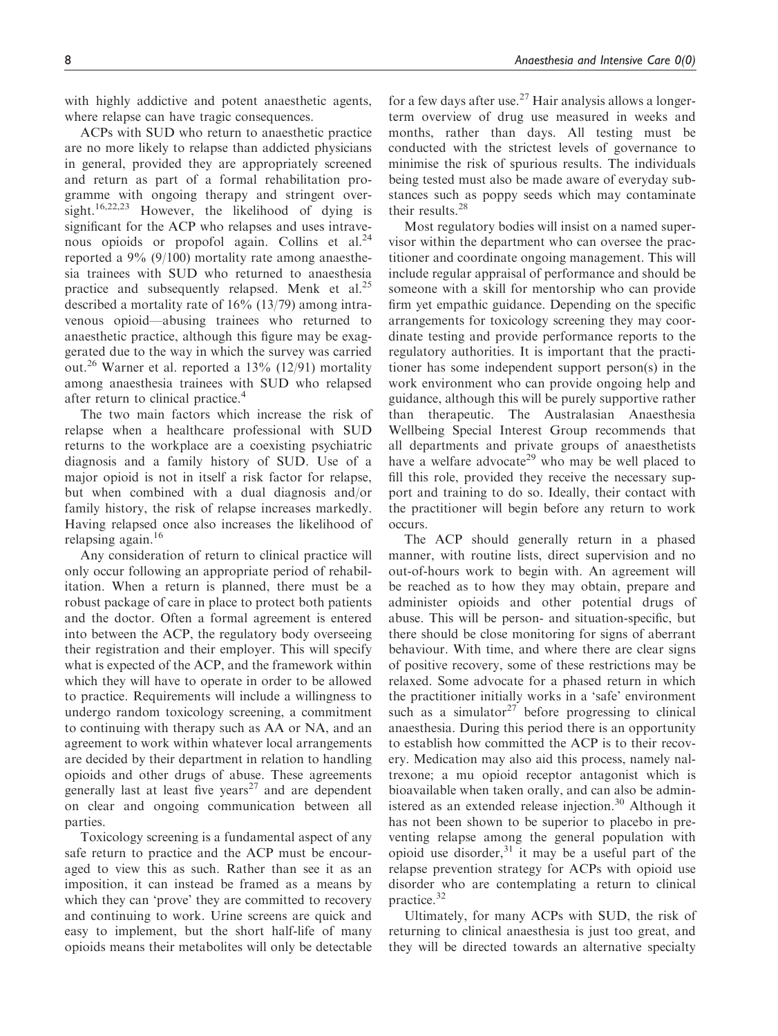with highly addictive and potent anaesthetic agents, where relapse can have tragic consequences.

ACPs with SUD who return to anaesthetic practice are no more likely to relapse than addicted physicians in general, provided they are appropriately screened and return as part of a formal rehabilitation programme with ongoing therapy and stringent oversight.[16,22,23] However, the likelihood of dying is significant for the ACP who relapses and uses intravenous opioids or propofol again. Collins et al.[24] reported a 9% (9/100) mortality rate among anaesthesia trainees with SUD who returned to anaesthesia practice and subsequently relapsed. Menk et al.[25] described a mortality rate of 16% (13/79) among intravenous opioid—abusing trainees who returned to anaesthetic practice, although this figure may be exaggerated due to the way in which the survey was carried out.[26] Warner et al. reported a 13% (12/91) mortality among anaesthesia trainees with SUD who relapsed after return to clinical practice.[4]

The two main factors which increase the risk of relapse when a healthcare professional with SUD returns to the workplace are a coexisting psychiatric diagnosis and a family history of SUD. Use of a major opioid is not in itself a risk factor for relapse, but when combined with a dual diagnosis and/or family history, the risk of relapse increases markedly. Having relapsed once also increases the likelihood of relapsing again.[16]

Any consideration of return to clinical practice will only occur following an appropriate period of rehabilitation. When a return is planned, there must be a robust package of care in place to protect both patients and the doctor. Often a formal agreement is entered into between the ACP, the regulatory body overseeing their registration and their employer. This will specify what is expected of the ACP, and the framework within which they will have to operate in order to be allowed to practice. Requirements will include a willingness to undergo random toxicology screening, a commitment to continuing with therapy such as AA or NA, and an agreement to work within whatever local arrangements are decided by their department in relation to handling opioids and other drugs of abuse. These agreements generally last at least five years[27] and are dependent on clear and ongoing communication between all parties.

Toxicology screening is a fundamental aspect of any safe return to practice and the ACP must be encouraged to view this as such. Rather than see it as an imposition, it can instead be framed as a means by which they can 'prove' they are committed to recovery and continuing to work. Urine screens are quick and easy to implement, but the short half-life of many opioids means their metabolites will only be detectable for a few days after use.[27] Hair analysis allows a longer-term overview of drug use measured in weeks and months, rather than days. All testing must be conducted with the strictest levels of governance to minimise the risk of spurious results. The individuals being tested must also be made aware of everyday substances such as poppy seeds which may contaminate their results.[28]

Most regulatory bodies will insist on a named supervisor within the department who can oversee the practitioner and coordinate ongoing management. This will include regular appraisal of performance and should be someone with a skill for mentorship who can provide firm yet empathic guidance. Depending on the specific arrangements for toxicology screening they may coordinate testing and provide performance reports to the regulatory authorities. It is important that the practitioner has some independent support person(s) in the work environment who can provide ongoing help and guidance, although this will be purely supportive rather than therapeutic. The Australasian Anaesthesia Wellbeing Special Interest Group recommends that all departments and private groups of anaesthetists have a welfare advocate[29] who may be well placed to fill this role, provided they receive the necessary support and training to do so. Ideally, their contact with the practitioner will begin before any return to work occurs.

The ACP should generally return in a phased manner, with routine lists, direct supervision and no out-of-hours work to begin with. An agreement will be reached as to how they may obtain, prepare and administer opioids and other potential drugs of abuse. This will be person- and situation-specific, but there should be close monitoring for signs of aberrant behaviour. With time, and where there are clear signs of positive recovery, some of these restrictions may be relaxed. Some advocate for a phased return in which the practitioner initially works in a 'safe' environment such as a simulator[27] before progressing to clinical anaesthesia. During this period there is an opportunity to establish how committed the ACP is to their recovery. Medication may also aid this process, namely naltrexone; a mu opioid receptor antagonist which is bioavailable when taken orally, and can also be administered as an extended release injection.[30] Although it has not been shown to be superior to placebo in preventing relapse among the general population with opioid use disorder,[31] it may be a useful part of the relapse prevention strategy for ACPs with opioid use disorder who are contemplating a return to clinical practice.[32]

Ultimately, for many ACPs with SUD, the risk of returning to clinical anaesthesia is just too great, and they will be directed towards an alternative specialty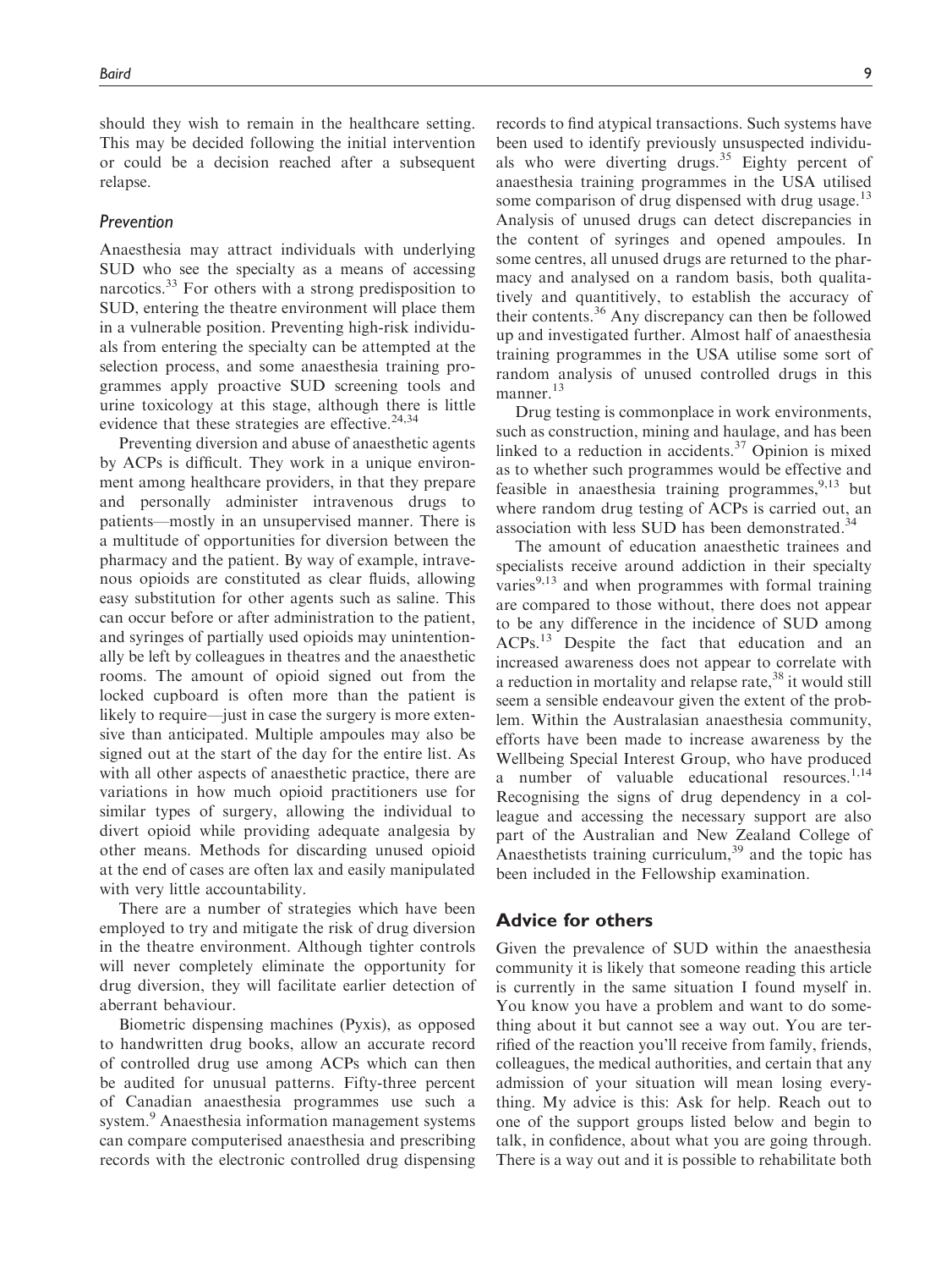should they wish to remain in the healthcare setting. This may be decided following the initial intervention or could be a decision reached after a subsequent relapse.

### *Prevention*

Anaesthesia may attract individuals with underlying SUD who see the specialty as a means of accessing narcotics.[33] For others with a strong predisposition to SUD, entering the theatre environment will place them in a vulnerable position. Preventing high-risk individuals from entering the specialty can be attempted at the selection process, and some anaesthesia training programmes apply proactive SUD screening tools and urine toxicology at this stage, although there is little evidence that these strategies are effective.[24,34]

Preventing diversion and abuse of anaesthetic agents by ACPs is difficult. They work in a unique environment among healthcare providers, in that they prepare and personally administer intravenous drugs to patients—mostly in an unsupervised manner. There is a multitude of opportunities for diversion between the pharmacy and the patient. By way of example, intravenous opioids are constituted as clear fluids, allowing easy substitution for other agents such as saline. This can occur before or after administration to the patient, and syringes of partially used opioids may unintentionally be left by colleagues in theatres and the anaesthetic rooms. The amount of opioid signed out from the locked cupboard is often more than the patient is likely to require—just in case the surgery is more extensive than anticipated. Multiple ampoules may also be signed out at the start of the day for the entire list. As with all other aspects of anaesthetic practice, there are variations in how much opioid practitioners use for similar types of surgery, allowing the individual to divert opioid while providing adequate analgesia by other means. Methods for discarding unused opioid at the end of cases are often lax and easily manipulated with very little accountability.

There are a number of strategies which have been employed to try and mitigate the risk of drug diversion in the theatre environment. Although tighter controls will never completely eliminate the opportunity for drug diversion, they will facilitate earlier detection of aberrant behaviour.

Biometric dispensing machines (Pyxis), as opposed to handwritten drug books, allow an accurate record of controlled drug use among ACPs which can then be audited for unusual patterns. Fifty-three percent of Canadian anaesthesia programmes use such a system.[9] Anaesthesia information management systems can compare computerised anaesthesia and prescribing records with the electronic controlled drug dispensing records to find atypical transactions. Such systems have been used to identify previously unsuspected individuals who were diverting drugs.[35] Eighty percent of anaesthesia training programmes in the USA utilised some comparison of drug dispensed with drug usage.[13] Analysis of unused drugs can detect discrepancies in the content of syringes and opened ampoules. In some centres, all unused drugs are returned to the pharmacy and analysed on a random basis, both qualitatively and quantitively, to establish the accuracy of their contents.[36] Any discrepancy can then be followed up and investigated further. Almost half of anaesthesia training programmes in the USA utilise some sort of random analysis of unused controlled drugs in this manner.[13]

Drug testing is commonplace in work environments, such as construction, mining and haulage, and has been linked to a reduction in accidents.[37] Opinion is mixed as to whether such programmes would be effective and feasible in anaesthesia training programmes,[9,13] but where random drug testing of ACPs is carried out, an association with less SUD has been demonstrated.[34]

The amount of education anaesthetic trainees and specialists receive around addiction in their specialty varies[9,13] and when programmes with formal training are compared to those without, there does not appear to be any difference in the incidence of SUD among ACPs.[13] Despite the fact that education and an increased awareness does not appear to correlate with a reduction in mortality and relapse rate,[38] it would still seem a sensible endeavour given the extent of the problem. Within the Australasian anaesthesia community, efforts have been made to increase awareness by the Wellbeing Special Interest Group, who have produced a number of valuable educational resources.[1,14] Recognising the signs of drug dependency in a colleague and accessing the necessary support are also part of the Australian and New Zealand College of Anaesthetists training curriculum,[39] and the topic has been included in the Fellowship examination.

## Advice for others

Given the prevalence of SUD within the anaesthesia community it is likely that someone reading this article is currently in the same situation I found myself in. You know you have a problem and want to do something about it but cannot see a way out. You are terrified of the reaction you'll receive from family, friends, colleagues, the medical authorities, and certain that any admission of your situation will mean losing everything. My advice is this: Ask for help. Reach out to one of the support groups listed below and begin to talk, in confidence, about what you are going through. There is a way out and it is possible to rehabilitate both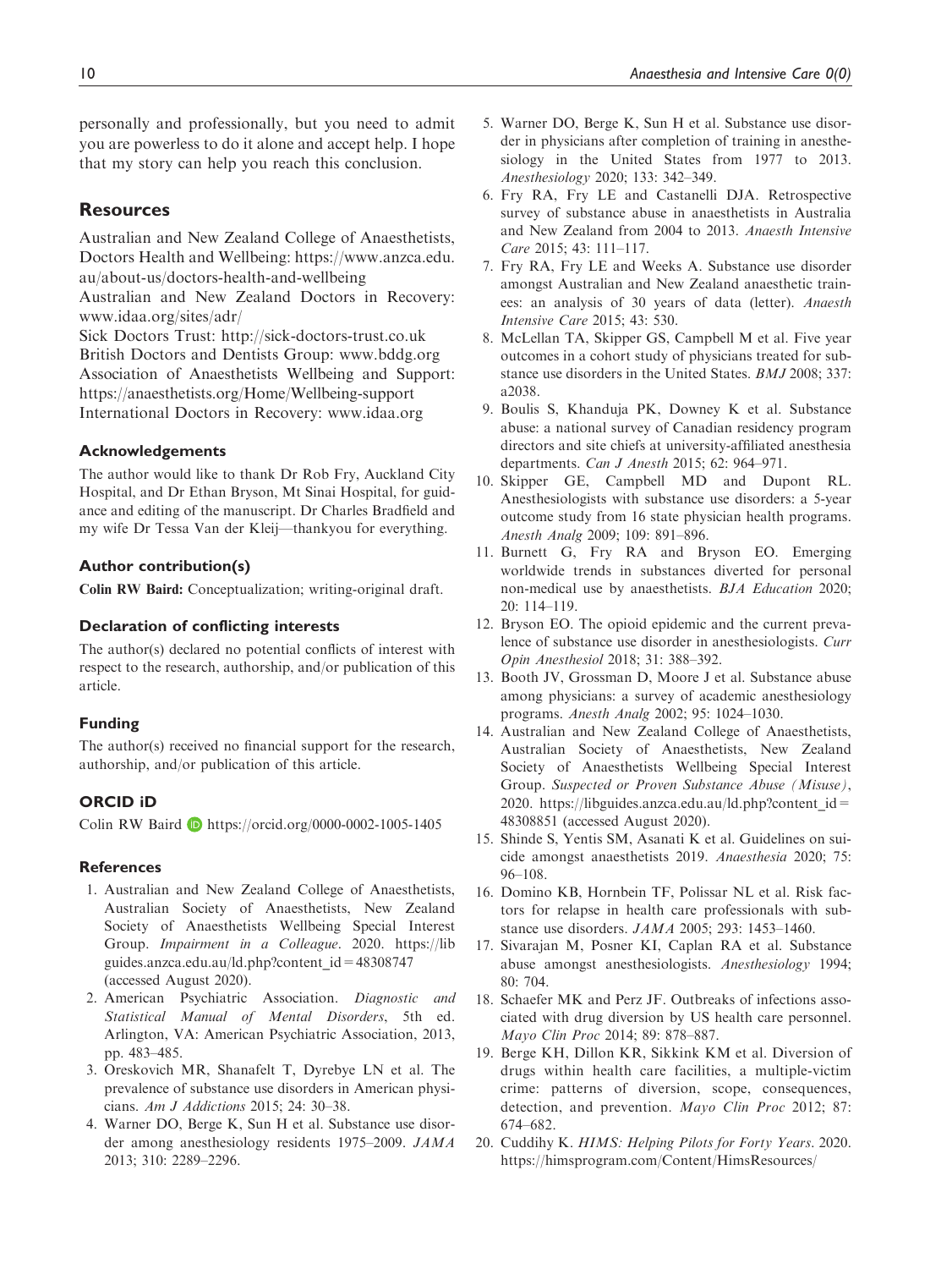personally and professionally, but you need to admit you are powerless to do it alone and accept help. I hope that my story can help you reach this conclusion.

## Resources

Australian and New Zealand College of Anaesthetists, Doctors Health and Wellbeing: https://www.anzca.edu.au/about-us/doctors-health-and-wellbeing
Australian and New Zealand Doctors in Recovery: www.idaa.org/sites/adr/
Sick Doctors Trust: http://sick-doctors-trust.co.uk
British Doctors and Dentists Group: www.bddg.org
Association of Anaesthetists Wellbeing and Support: https://anaesthetists.org/Home/Wellbeing-support
International Doctors in Recovery: www.idaa.org

### Acknowledgements

The author would like to thank Dr Rob Fry, Auckland City Hospital, and Dr Ethan Bryson, Mt Sinai Hospital, for guidance and editing of the manuscript. Dr Charles Bradfield and my wife Dr Tessa Van der Kleij—thankyou for everything.

### Author contribution(s)

**Colin RW Baird:** Conceptualization; writing-original draft.

### Declaration of conflicting interests

The author(s) declared no potential conflicts of interest with respect to the research, authorship, and/or publication of this article.

### Funding

The author(s) received no financial support for the research, authorship, and/or publication of this article.

### ORCID iD

Colin RW Baird https://orcid.org/0000-0002-1005-1405

### References

1. Australian and New Zealand College of Anaesthetists, Australian Society of Anaesthetists, New Zealand Society of Anaesthetists Wellbeing Special Interest Group. *Impairment in a Colleague*. 2020. https://libguides.anzca.edu.au/ld.php?content_id=48308747 (accessed August 2020).
2. American Psychiatric Association. *Diagnostic and Statistical Manual of Mental Disorders*, 5th ed. Arlington, VA: American Psychiatric Association, 2013, pp. 483–485.
3. Oreskovich MR, Shanafelt T, Dyrebye LN et al. The prevalence of substance use disorders in American physicians. *Am J Addictions* 2015; 24: 30–38.
4. Warner DO, Berge K, Sun H et al. Substance use disorder among anesthesiology residents 1975–2009. *JAMA* 2013; 310: 2289–2296.
5. Warner DO, Berge K, Sun H et al. Substance use disorder in physicians after completion of training in anesthesiology in the United States from 1977 to 2013. *Anesthesiology* 2020; 133: 342–349.
6. Fry RA, Fry LE and Castanelli DJA. Retrospective survey of substance abuse in anaesthetists in Australia and New Zealand from 2004 to 2013. *Anaesth Intensive Care* 2015; 43: 111–117.
7. Fry RA, Fry LE and Weeks A. Substance use disorder amongst Australian and New Zealand anaesthetic trainees: an analysis of 30 years of data (letter). *Anaesth Intensive Care* 2015; 43: 530.
8. McLellan TA, Skipper GS, Campbell M et al. Five year outcomes in a cohort study of physicians treated for substance use disorders in the United States. *BMJ* 2008; 337: a2038.
9. Boulis S, Khanduja PK, Downey K et al. Substance abuse: a national survey of Canadian residency program directors and site chiefs at university-affiliated anesthesia departments. *Can J Anesth* 2015; 62: 964–971.
10. Skipper GE, Campbell MD and Dupont RL. Anesthesiologists with substance use disorders: a 5-year outcome study from 16 state physician health programs. *Anesth Analg* 2009; 109: 891–896.
11. Burnett G, Fry RA and Bryson EO. Emerging worldwide trends in substances diverted for personal non-medical use by anaesthetists. *BJA Education* 2020; 20: 114–119.
12. Bryson EO. The opioid epidemic and the current prevalence of substance use disorder in anesthesiologists. *Curr Opin Anesthesiol* 2018; 31: 388–392.
13. Booth JV, Grossman D, Moore J et al. Substance abuse among physicians: a survey of academic anesthesiology programs. *Anesth Analg* 2002; 95: 1024–1030.
14. Australian and New Zealand College of Anaesthetists, Australian Society of Anaesthetists, New Zealand Society of Anaesthetists Wellbeing Special Interest Group. *Suspected or Proven Substance Abuse (Misuse)*, 2020. https://libguides.anzca.edu.au/ld.php?content_id=48308851 (accessed August 2020).
15. Shinde S, Yentis SM, Asanati K et al. Guidelines on suicide amongst anaesthetists 2019. *Anaesthesia* 2020; 75: 96–108.
16. Domino KB, Hornbein TF, Polissar NL et al. Risk factors for relapse in health care professionals with substance use disorders. *JAMA* 2005; 293: 1453–1460.
17. Sivarajan M, Posner KI, Caplan RA et al. Substance abuse amongst anesthesiologists. *Anesthesiology* 1994; 80: 704.
18. Schaefer MK and Perz JF. Outbreaks of infections associated with drug diversion by US health care personnel. *Mayo Clin Proc* 2014; 89: 878–887.
19. Berge KH, Dillon KR, Sikkink KM et al. Diversion of drugs within health care facilities, a multiple-victim crime: patterns of diversion, scope, consequences, detection, and prevention. *Mayo Clin Proc* 2012; 87: 674–682.
20. Cuddihy K. *HIMS: Helping Pilots for Forty Years*. 2020. https://himsprogram.com/Content/HimsResources/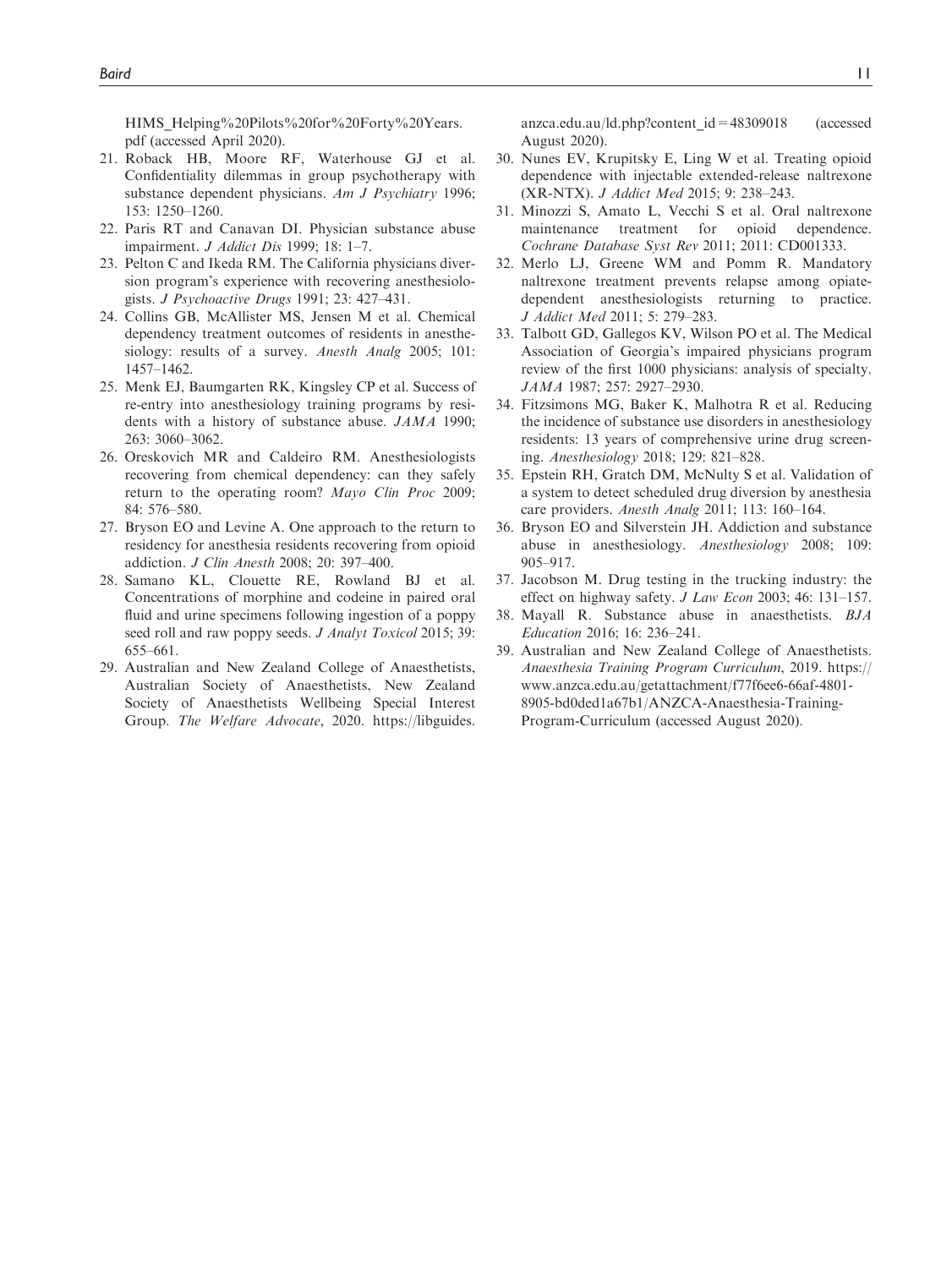HIMS_Helping%20Pilots%20for%20Forty%20Years.pdf (accessed April 2020).

21. Roback HB, Moore RF, Waterhouse GJ et al. Confidentiality dilemmas in group psychotherapy with substance dependent physicians. *Am J Psychiatry* 1996; 153: 1250–1260.
22. Paris RT and Canavan DI. Physician substance abuse impairment. *J Addict Dis* 1999; 18: 1–7.
23. Pelton C and Ikeda RM. The California physicians diversion program's experience with recovering anesthesiologists. *J Psychoactive Drugs* 1991; 23: 427–431.
24. Collins GB, McAllister MS, Jensen M et al. Chemical dependency treatment outcomes of residents in anesthesiology: results of a survey. *Anesth Analg* 2005; 101: 1457–1462.
25. Menk EJ, Baumgarten RK, Kingsley CP et al. Success of re-entry into anesthesiology training programs by residents with a history of substance abuse. *JAMA* 1990; 263: 3060–3062.
26. Oreskovich MR and Caldeiro RM. Anesthesiologists recovering from chemical dependency: can they safely return to the operating room? *Mayo Clin Proc* 2009; 84: 576–580.
27. Bryson EO and Levine A. One approach to the return to residency for anesthesia residents recovering from opioid addiction. *J Clin Anesth* 2008; 20: 397–400.
28. Samano KL, Clouette RE, Rowland BJ et al. Concentrations of morphine and codeine in paired oral fluid and urine specimens following ingestion of a poppy seed roll and raw poppy seeds. *J Analyt Toxicol* 2015; 39: 655–661.
29. Australian and New Zealand College of Anaesthetists, Australian Society of Anaesthetists, New Zealand Society of Anaesthetists Wellbeing Special Interest Group. *The Welfare Advocate*, 2020. https://libguides.anzca.edu.au/ld.php?content_id=48309018 (accessed August 2020).
30. Nunes EV, Krupitsky E, Ling W et al. Treating opioid dependence with injectable extended-release naltrexone (XR-NTX). *J Addict Med* 2015; 9: 238–243.
31. Minozzi S, Amato L, Vecchi S et al. Oral naltrexone maintenance treatment for opioid dependence. *Cochrane Database Syst Rev* 2011; 2011: CD001333.
32. Merlo LJ, Greene WM and Pomm R. Mandatory naltrexone treatment prevents relapse among opiate-dependent anesthesiologists returning to practice. *J Addict Med* 2011; 5: 279–283.
33. Talbott GD, Gallegos KV, Wilson PO et al. The Medical Association of Georgia's impaired physicians program review of the first 1000 physicians: analysis of specialty. *JAMA* 1987; 257: 2927–2930.
34. Fitzsimons MG, Baker K, Malhotra R et al. Reducing the incidence of substance use disorders in anesthesiology residents: 13 years of comprehensive urine drug screening. *Anesthesiology* 2018; 129: 821–828.
35. Epstein RH, Gratch DM, McNulty S et al. Validation of a system to detect scheduled drug diversion by anesthesia care providers. *Anesth Analg* 2011; 113: 160–164.
36. Bryson EO and Silverstein JH. Addiction and substance abuse in anesthesiology. *Anesthesiology* 2008; 109: 905–917.
37. Jacobson M. Drug testing in the trucking industry: the effect on highway safety. *J Law Econ* 2003; 46: 131–157.
38. Mayall R. Substance abuse in anaesthetists. *BJA Education* 2016; 16: 236–241.
39. Australian and New Zealand College of Anaesthetists. *Anaesthesia Training Program Curriculum*, 2019. https://www.anzca.edu.au/getattachment/f77f6ee6-66af-4801-8905-bd0ded1a67b1/ANZCA-Anaesthesia-Training-Program-Curriculum (accessed August 2020).